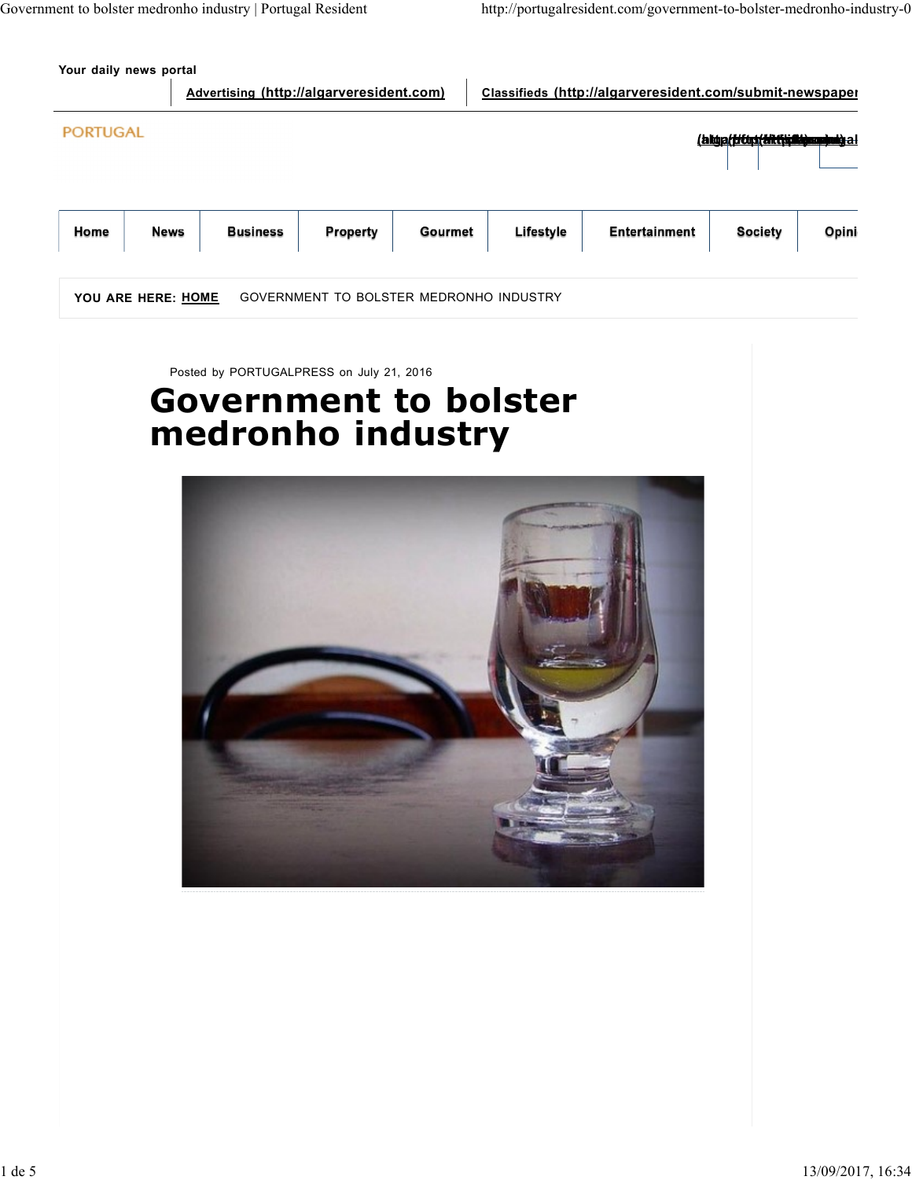Your daily news portal

[Advertising (http://algarveresident.com)] | [Classifieds (http://algarveresident.com/submit-newspaper]

PORTUGAL

| Home | News | Business | Property | Gourmet | Lifestyle | Entertainment | Society | Opini |
|---|---|---|---|---|---|---|---|---|

YOU ARE HERE: **HOME** GOVERNMENT TO BOLSTER MEDRONHO INDUSTRY

Posted by PORTUGALPRESS on July 21, 2016

# Government to bolster medronho industry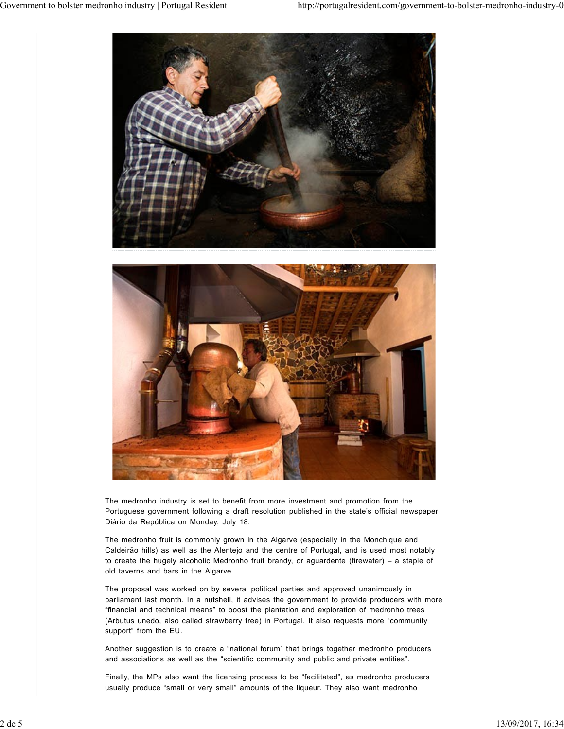The medronho industry is set to benefit from more investment and promotion from the Portuguese government following a draft resolution published in the state's official newspaper Diário da República on Monday, July 18.

The medronho fruit is commonly grown in the Algarve (especially in the Monchique and Caldeirão hills) as well as the Alentejo and the centre of Portugal, and is used most notably to create the hugely alcoholic Medronho fruit brandy, or aguardente (firewater) – a staple of old taverns and bars in the Algarve.

The proposal was worked on by several political parties and approved unanimously in parliament last month. In a nutshell, it advises the government to provide producers with more "financial and technical means" to boost the plantation and exploration of medronho trees (Arbutus unedo, also called strawberry tree) in Portugal. It also requests more "community support" from the EU.

Another suggestion is to create a "national forum" that brings together medronho producers and associations as well as the "scientific community and public and private entities".

Finally, the MPs also want the licensing process to be "facilitated", as medronho producers usually produce "small or very small" amounts of the liqueur. They also want medronho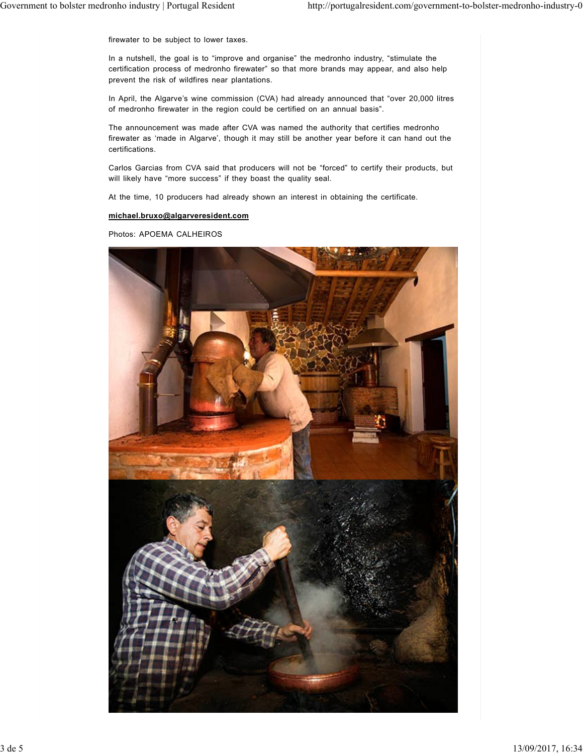firewater to be subject to lower taxes.

In a nutshell, the goal is to "improve and organise" the medronho industry, "stimulate the certification process of medronho firewater" so that more brands may appear, and also help prevent the risk of wildfires near plantations.

In April, the Algarve's wine commission (CVA) had already announced that "over 20,000 litres of medronho firewater in the region could be certified on an annual basis".

The announcement was made after CVA was named the authority that certifies medronho firewater as 'made in Algarve', though it may still be another year before it can hand out the certifications.

Carlos Garcias from CVA said that producers will not be "forced" to certify their products, but will likely have "more success" if they boast the quality seal.

At the time, 10 producers had already shown an interest in obtaining the certificate.

**michael.bruxo@algarveresident.com**

Photos: APOEMA CALHEIROS